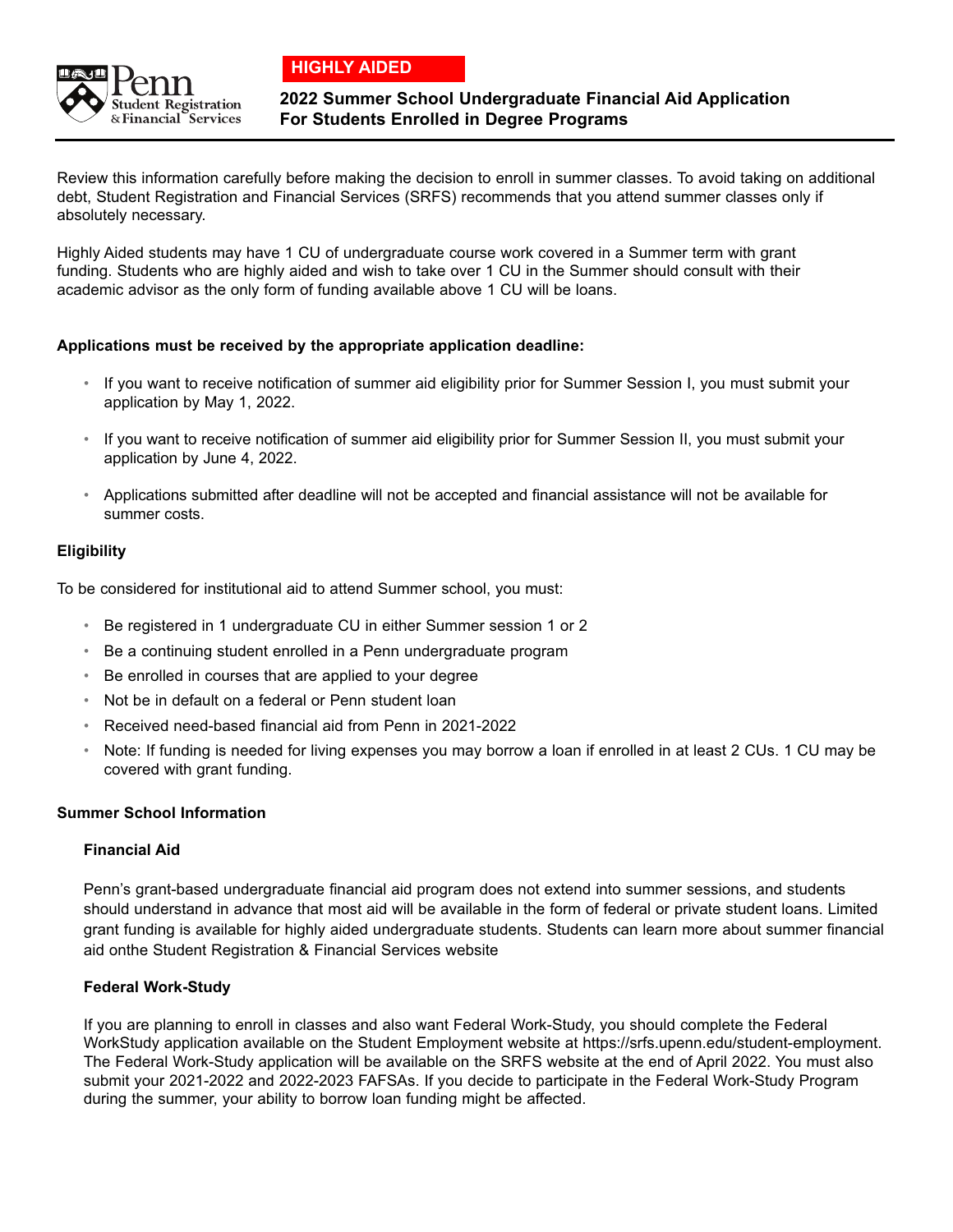**HIGHLY AIDED**

# 2022 Summer School Undergraduate Financial Aid Application For Students Enrolled in Degree Programs

Review this information carefully before making the decision to enroll in summer classes. To avoid taking on additional debt, Student Registration and Financial Services (SRFS) recommends that you attend summer classes only if absolutely necessary.

Highly Aided students may have 1 CU of undergraduate course work covered in a Summer term with grant funding. Students who are highly aided and wish to take over 1 CU in the Summer should consult with their academic advisor as the only form of funding available above 1 CU will be loans.

**Applications must be received by the appropriate application deadline:**

- If you want to receive notification of summer aid eligibility prior for Summer Session I, you must submit your application by May 1, 2022.
- If you want to receive notification of summer aid eligibility prior for Summer Session II, you must submit your application by June 4, 2022.
- Applications submitted after deadline will not be accepted and financial assistance will not be available for summer costs.

## Eligibility

To be considered for institutional aid to attend Summer school, you must:

- Be registered in 1 undergraduate CU in either Summer session 1 or 2
- Be a continuing student enrolled in a Penn undergraduate program
- Be enrolled in courses that are applied to your degree
- Not be in default on a federal or Penn student loan
- Received need-based financial aid from Penn in 2021-2022
- Note: If funding is needed for living expenses you may borrow a loan if enrolled in at least 2 CUs. 1 CU may be covered with grant funding.

## Summer School Information

### Financial Aid

Penn's grant-based undergraduate financial aid program does not extend into summer sessions, and students should understand in advance that most aid will be available in the form of federal or private student loans. Limited grant funding is available for highly aided undergraduate students. Students can learn more about summer financial aid onthe Student Registration & Financial Services website

### Federal Work-Study

If you are planning to enroll in classes and also want Federal Work-Study, you should complete the Federal WorkStudy application available on the Student Employment website at https://srfs.upenn.edu/student-employment. The Federal Work-Study application will be available on the SRFS website at the end of April 2022. You must also submit your 2021-2022 and 2022-2023 FAFSAs. If you decide to participate in the Federal Work-Study Program during the summer, your ability to borrow loan funding might be affected.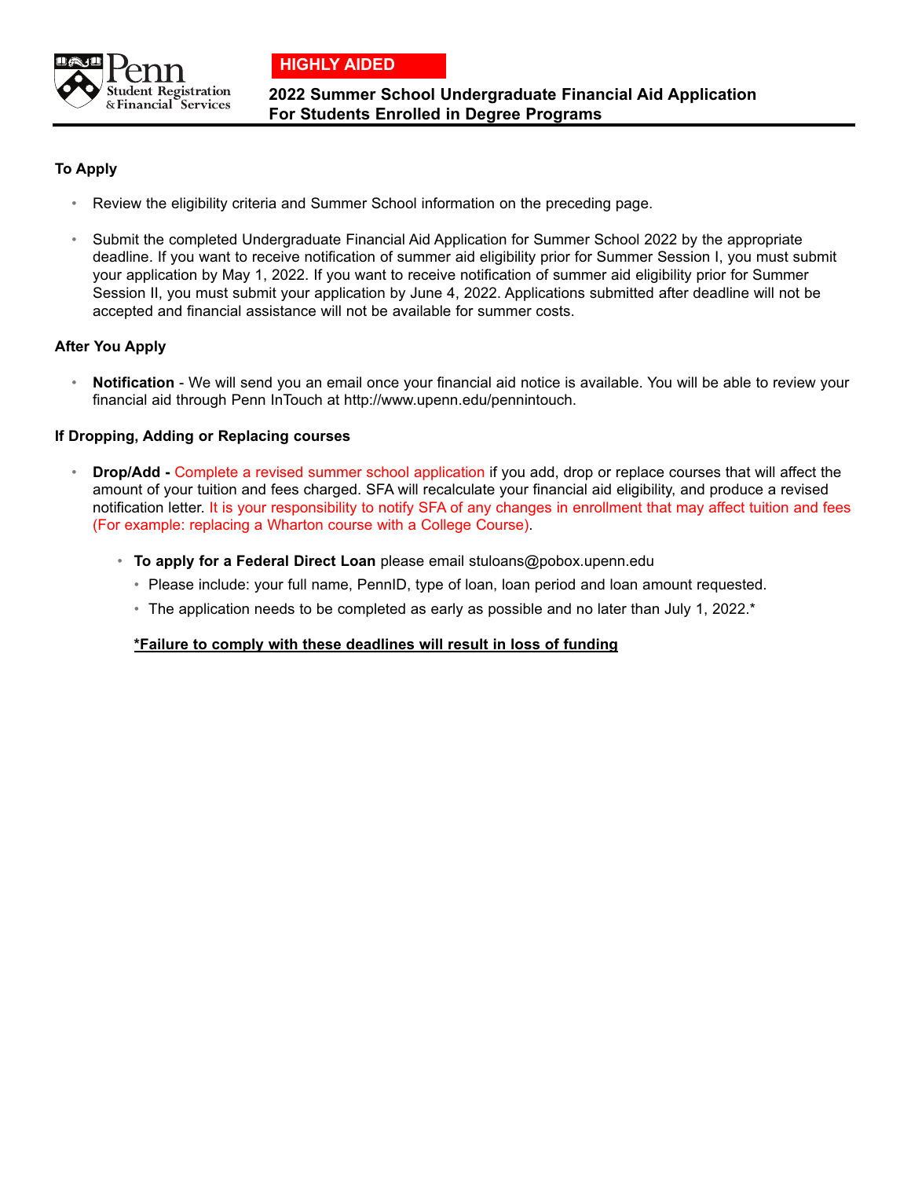**HIGHLY AIDED**

# 2022 Summer School Undergraduate Financial Aid Application For Students Enrolled in Degree Programs

### To Apply

- Review the eligibility criteria and Summer School information on the preceding page.
- Submit the completed Undergraduate Financial Aid Application for Summer School 2022 by the appropriate deadline. If you want to receive notification of summer aid eligibility prior for Summer Session I, you must submit your application by May 1, 2022. If you want to receive notification of summer aid eligibility prior for Summer Session II, you must submit your application by June 4, 2022. Applications submitted after deadline will not be accepted and financial assistance will not be available for summer costs.

### After You Apply

- **Notification** - We will send you an email once your financial aid notice is available. You will be able to review your financial aid through Penn InTouch at http://www.upenn.edu/pennintouch.

### If Dropping, Adding or Replacing courses

- **Drop/Add -** Complete a revised summer school application if you add, drop or replace courses that will affect the amount of your tuition and fees charged. SFA will recalculate your financial aid eligibility, and produce a revised notification letter. It is your responsibility to notify SFA of any changes in enrollment that may affect tuition and fees (For example: replacing a Wharton course with a College Course).
  - **To apply for a Federal Direct Loan** please email stuloans@pobox.upenn.edu
    - Please include: your full name, PennID, type of loan, loan period and loan amount requested.
    - The application needs to be completed as early as possible and no later than July 1, 2022.*

  **\*Failure to comply with these deadlines will result in loss of funding**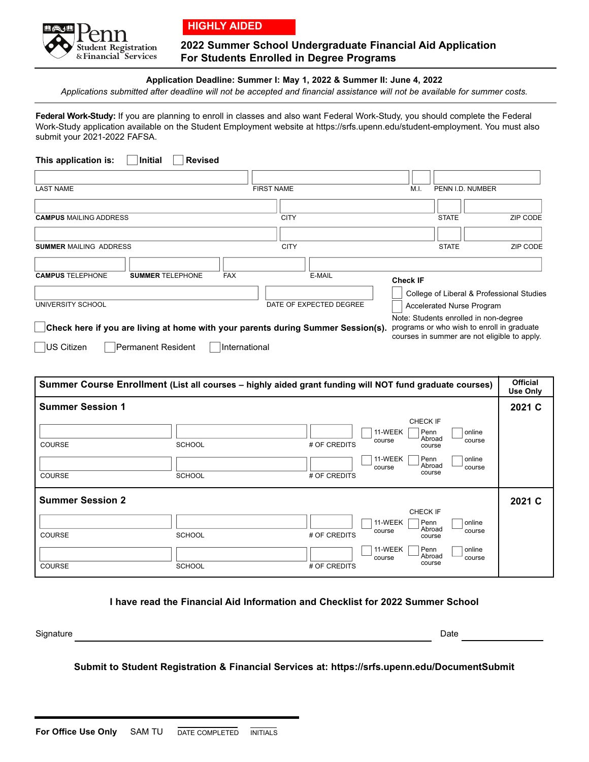Penn Student Registration & Financial Services

**HIGHLY AIDED**

# 2022 Summer School Undergraduate Financial Aid Application For Students Enrolled in Degree Programs

**Application Deadline: Summer I: May 1, 2022 & Summer II: June 4, 2022**

*Applications submitted after deadline will not be accepted and financial assistance will not be available for summer costs.*

**Federal Work-Study:** If you are planning to enroll in classes and also want Federal Work-Study, you should complete the Federal Work-Study application available on the Student Employment website at https://srfs.upenn.edu/student-employment. You must also submit your 2021-2022 FAFSA.

**This application is:** ☐ **Initial** ☐ **Revised**

| LAST NAME | FIRST NAME | M.I. | PENN I.D. NUMBER |
|---|---|---|---|
| | | | |

| **CAMPUS** MAILING ADDRESS | CITY | STATE | ZIP CODE |
|---|---|---|---|
| | | | |

| **SUMMER** MAILING ADDRESS | CITY | STATE | ZIP CODE |
|---|---|---|---|
| | | | |

| **CAMPUS** TELEPHONE | **SUMMER** TELEPHONE | FAX | E-MAIL |
|---|---|---|---|
| | | | |

| UNIVERSITY SCHOOL | DATE OF EXPECTED DEGREE |
|---|---|
| | |

**Check IF**

☐ College of Liberal & Professional Studies

☐ Accelerated Nurse Program

Note: Students enrolled in non-degree programs or who wish to enroll in graduate courses in summer are not eligible to apply.

☐ **Check here if you are living at home with your parents during Summer Session(s).**

☐ US Citizen ☐ Permanent Resident ☐ International

## Summer Course Enrollment (List all courses – highly aided grant funding will NOT fund graduate courses)

| | COURSE | SCHOOL | # OF CREDITS | CHECK IF | | | Official Use Only |
|---|---|---|---|---|---|---|---|
| | | | | 11-WEEK course | Penn Abroad course | online course | |
| **Summer Session 1** | | | | ☐ | ☐ | ☐ | 2021 C |
| | | | | ☐ | ☐ | ☐ | |
| **Summer Session 2** | | | | ☐ | ☐ | ☐ | 2021 C |
| | | | | ☐ | ☐ | ☐ | |

**I have read the Financial Aid Information and Checklist for 2022 Summer School**

Signature \_\_\_\_\_\_\_\_\_\_\_\_\_\_\_\_\_\_\_\_\_\_\_\_\_\_\_\_\_\_\_\_\_\_\_\_\_\_\_\_ Date \_\_\_\_\_\_\_\_\_\_\_\_\_\_

**Submit to Student Registration & Financial Services at: https://srfs.upenn.edu/DocumentSubmit**

**For Office Use Only** SAM TU \_\_\_\_\_\_\_\_\_\_ DATE COMPLETED \_\_\_\_\_\_ INITIALS